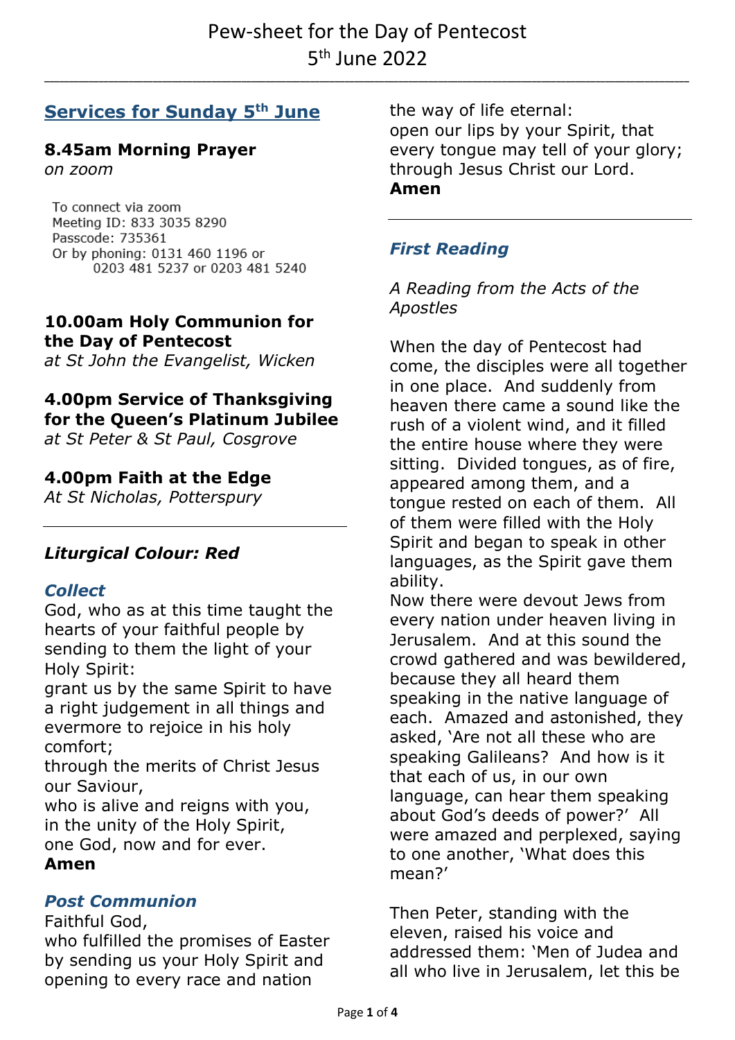# Pew-sheet for the Day of Pentecost
# 5th June 2022

## Services for Sunday 5th June

**8.45am Morning Prayer**
*on zoom*

To connect via zoom
Meeting ID: 833 3035 8290
Passcode: 735361
Or by phoning: 0131 460 1196 or
0203 481 5237 or 0203 481 5240

**10.00am Holy Communion for the Day of Pentecost**
*at St John the Evangelist, Wicken*

**4.00pm Service of Thanksgiving for the Queen's Platinum Jubilee**
*at St Peter & St Paul, Cosgrove*

**4.00pm Faith at the Edge**
*At St Nicholas, Potterspury*

---

***Liturgical Colour: Red***

### *Collect*

God, who as at this time taught the hearts of your faithful people by sending to them the light of your Holy Spirit:
grant us by the same Spirit to have a right judgement in all things and evermore to rejoice in his holy comfort;
through the merits of Christ Jesus our Saviour,
who is alive and reigns with you,
in the unity of the Holy Spirit,
one God, now and for ever.
**Amen**

### *Post Communion*

Faithful God,
who fulfilled the promises of Easter by sending us your Holy Spirit and opening to every race and nation the way of life eternal:
open our lips by your Spirit, that every tongue may tell of your glory;
through Jesus Christ our Lord.
**Amen**

---

### *First Reading*

*A Reading from the Acts of the Apostles*

When the day of Pentecost had come, the disciples were all together in one place. And suddenly from heaven there came a sound like the rush of a violent wind, and it filled the entire house where they were sitting. Divided tongues, as of fire, appeared among them, and a tongue rested on each of them. All of them were filled with the Holy Spirit and began to speak in other languages, as the Spirit gave them ability.
Now there were devout Jews from every nation under heaven living in Jerusalem. And at this sound the crowd gathered and was bewildered, because they all heard them speaking in the native language of each. Amazed and astonished, they asked, 'Are not all these who are speaking Galileans? And how is it that each of us, in our own language, can hear them speaking about God's deeds of power?' All were amazed and perplexed, saying to one another, 'What does this mean?'

Then Peter, standing with the eleven, raised his voice and addressed them: 'Men of Judea and all who live in Jerusalem, let this be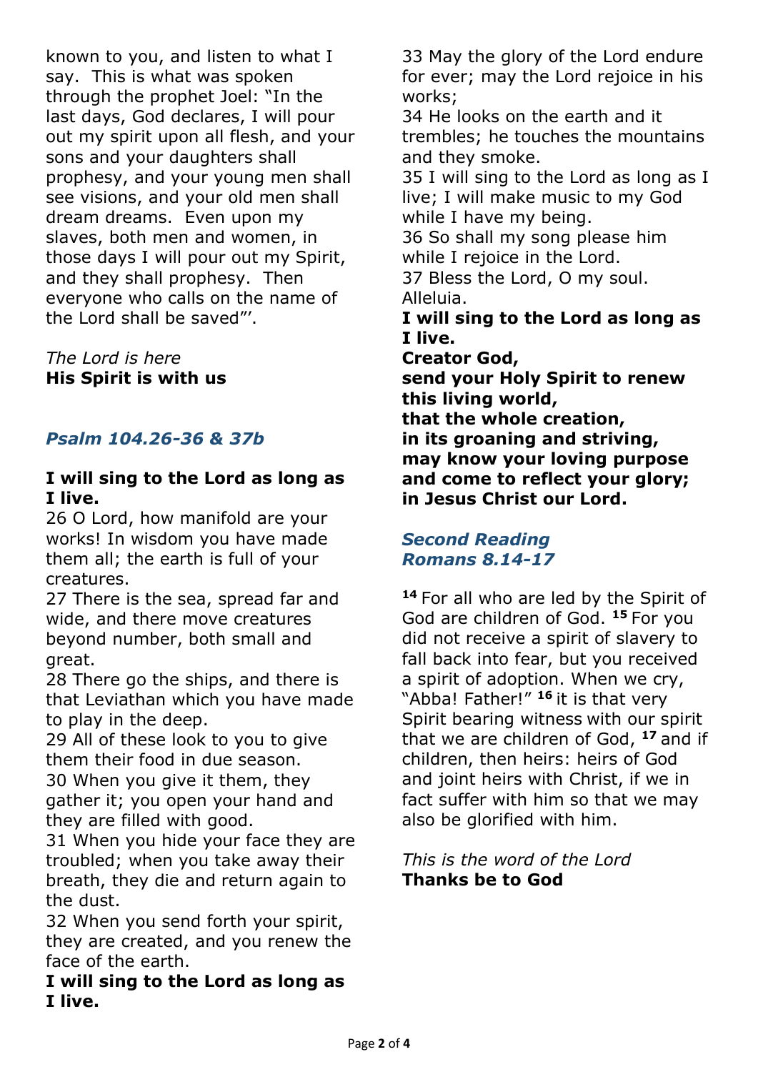known to you, and listen to what I say. This is what was spoken through the prophet Joel: "In the last days, God declares, I will pour out my spirit upon all flesh, and your sons and your daughters shall prophesy, and your young men shall see visions, and your old men shall dream dreams. Even upon my slaves, both men and women, in those days I will pour out my Spirit, and they shall prophesy. Then everyone who calls on the name of the Lord shall be saved"'.

*The Lord is here*
**His Spirit is with us**

### *Psalm 104.26-36 & 37b*

**I will sing to the Lord as long as I live.**

26 O Lord, how manifold are your works! In wisdom you have made them all; the earth is full of your creatures.
27 There is the sea, spread far and wide, and there move creatures beyond number, both small and great.
28 There go the ships, and there is that Leviathan which you have made to play in the deep.
29 All of these look to you to give them their food in due season.
30 When you give it them, they gather it; you open your hand and they are filled with good.
31 When you hide your face they are troubled; when you take away their breath, they die and return again to the dust.
32 When you send forth your spirit, they are created, and you renew the face of the earth.

**I will sing to the Lord as long as I live.**

33 May the glory of the Lord endure for ever; may the Lord rejoice in his works;
34 He looks on the earth and it trembles; he touches the mountains and they smoke.
35 I will sing to the Lord as long as I live; I will make music to my God while I have my being.
36 So shall my song please him while I rejoice in the Lord.
37 Bless the Lord, O my soul. Alleluia.

**I will sing to the Lord as long as I live.**

**Creator God,**
**send your Holy Spirit to renew this living world,**
**that the whole creation,**
**in its groaning and striving,**
**may know your loving purpose**
**and come to reflect your glory;**
**in Jesus Christ our Lord.**

### *Second Reading*
### *Romans 8.14-17*

**14** For all who are led by the Spirit of God are children of God. **15** For you did not receive a spirit of slavery to fall back into fear, but you received a spirit of adoption. When we cry, "Abba! Father!" **16** it is that very Spirit bearing witness with our spirit that we are children of God, **17** and if children, then heirs: heirs of God and joint heirs with Christ, if we in fact suffer with him so that we may also be glorified with him.

*This is the word of the Lord*
**Thanks be to God**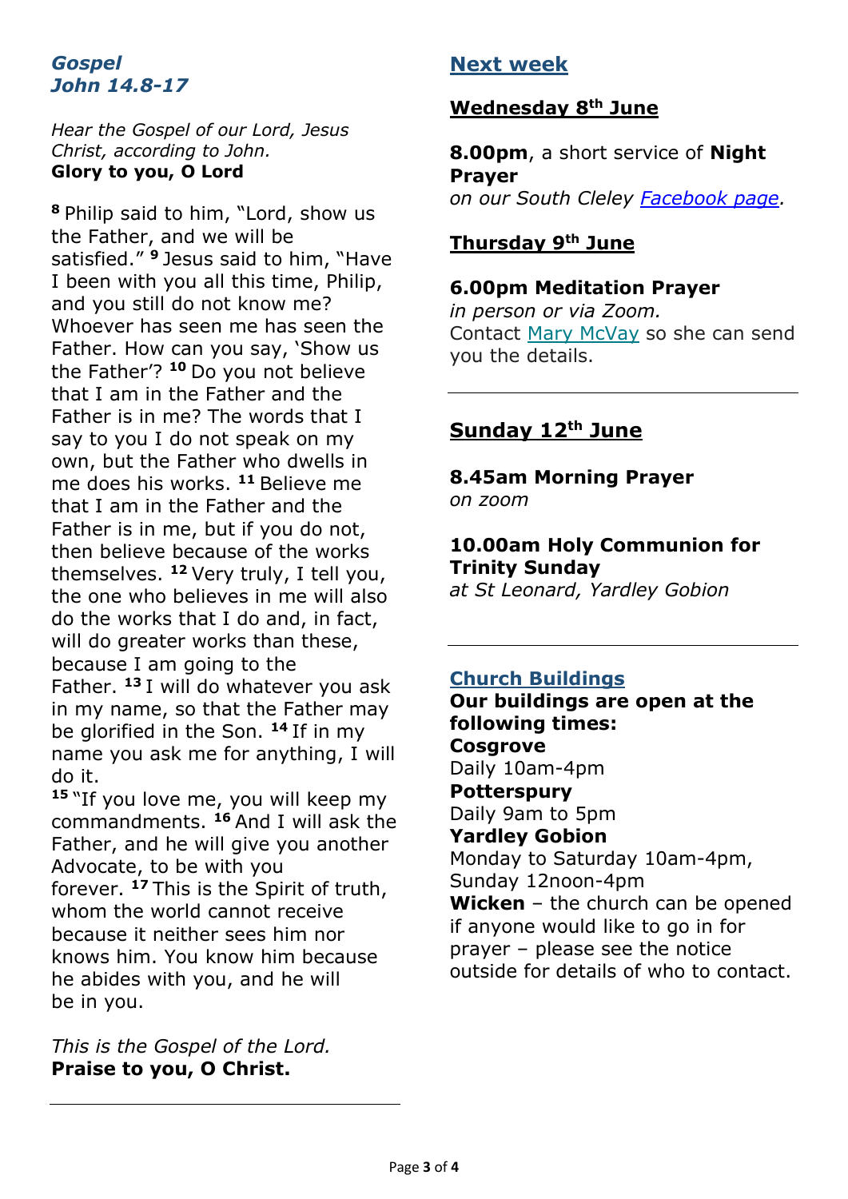## *Gospel*
## *John 14.8-17*

*Hear the Gospel of our Lord, Jesus Christ, according to John.*
**Glory to you, O Lord**

**8** Philip said to him, "Lord, show us the Father, and we will be satisfied." **9** Jesus said to him, "Have I been with you all this time, Philip, and you still do not know me? Whoever has seen me has seen the Father. How can you say, 'Show us the Father'? **10** Do you not believe that I am in the Father and the Father is in me? The words that I say to you I do not speak on my own, but the Father who dwells in me does his works. **11** Believe me that I am in the Father and the Father is in me, but if you do not, then believe because of the works themselves. **12** Very truly, I tell you, the one who believes in me will also do the works that I do and, in fact, will do greater works than these, because I am going to the Father. **13** I will do whatever you ask in my name, so that the Father may be glorified in the Son. **14** If in my name you ask me for anything, I will do it.
**15** "If you love me, you will keep my commandments. **16** And I will ask the Father, and he will give you another Advocate, to be with you forever. **17** This is the Spirit of truth, whom the world cannot receive because it neither sees him nor knows him. You know him because he abides with you, and he will be in you.

*This is the Gospel of the Lord.*
**Praise to you, O Christ.**

---

## Next week

### Wednesday 8th June

**8.00pm**, a short service of **Night Prayer**
*on our South Cleley [Facebook page](#).*

### Thursday 9th June

**6.00pm Meditation Prayer**
*in person or via Zoom.*
Contact [Mary McVay](#) so she can send you the details.

---

### Sunday 12th June

**8.45am Morning Prayer**
*on zoom*

**10.00am Holy Communion for Trinity Sunday**
*at St Leonard, Yardley Gobion*

---

## Church Buildings

**Our buildings are open at the following times:**

**Cosgrove**
Daily 10am-4pm

**Potterspury**
Daily 9am to 5pm

**Yardley Gobion**
Monday to Saturday 10am-4pm,
Sunday 12noon-4pm

**Wicken** – the church can be opened if anyone would like to go in for prayer – please see the notice outside for details of who to contact.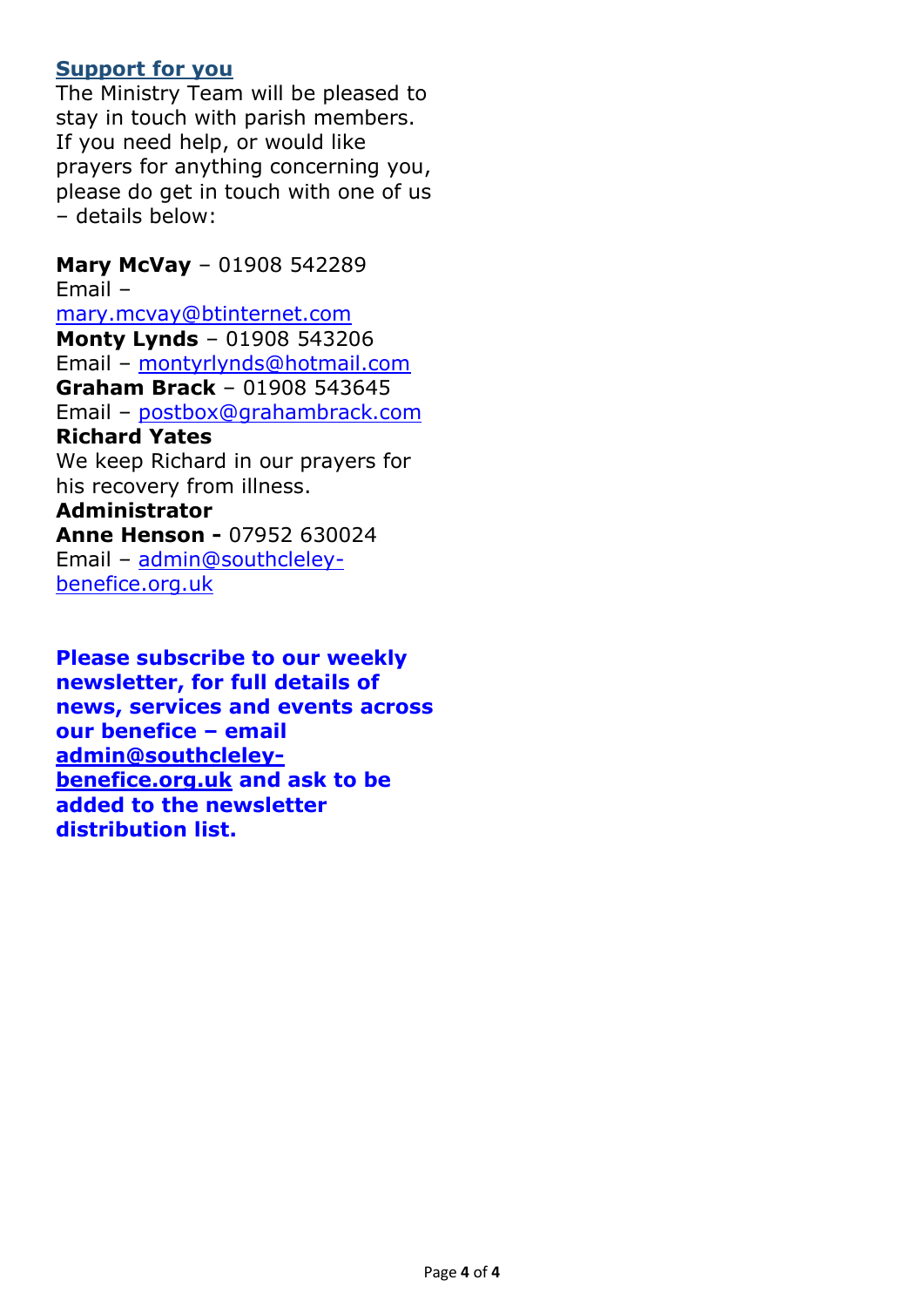## Support for you

The Ministry Team will be pleased to stay in touch with parish members. If you need help, or would like prayers for anything concerning you, please do get in touch with one of us – details below:

**Mary McVay** – 01908 542289
Email – mary.mcvay@btinternet.com
**Monty Lynds** – 01908 543206
Email – montyrlynds@hotmail.com
**Graham Brack** – 01908 543645
Email – postbox@grahambrack.com
**Richard Yates**
We keep Richard in our prayers for his recovery from illness.
**Administrator**
**Anne Henson -** 07952 630024
Email – admin@southcleley-benefice.org.uk

**Please subscribe to our weekly newsletter, for full details of news, services and events across our benefice – email admin@southcleley-benefice.org.uk and ask to be added to the newsletter distribution list.**